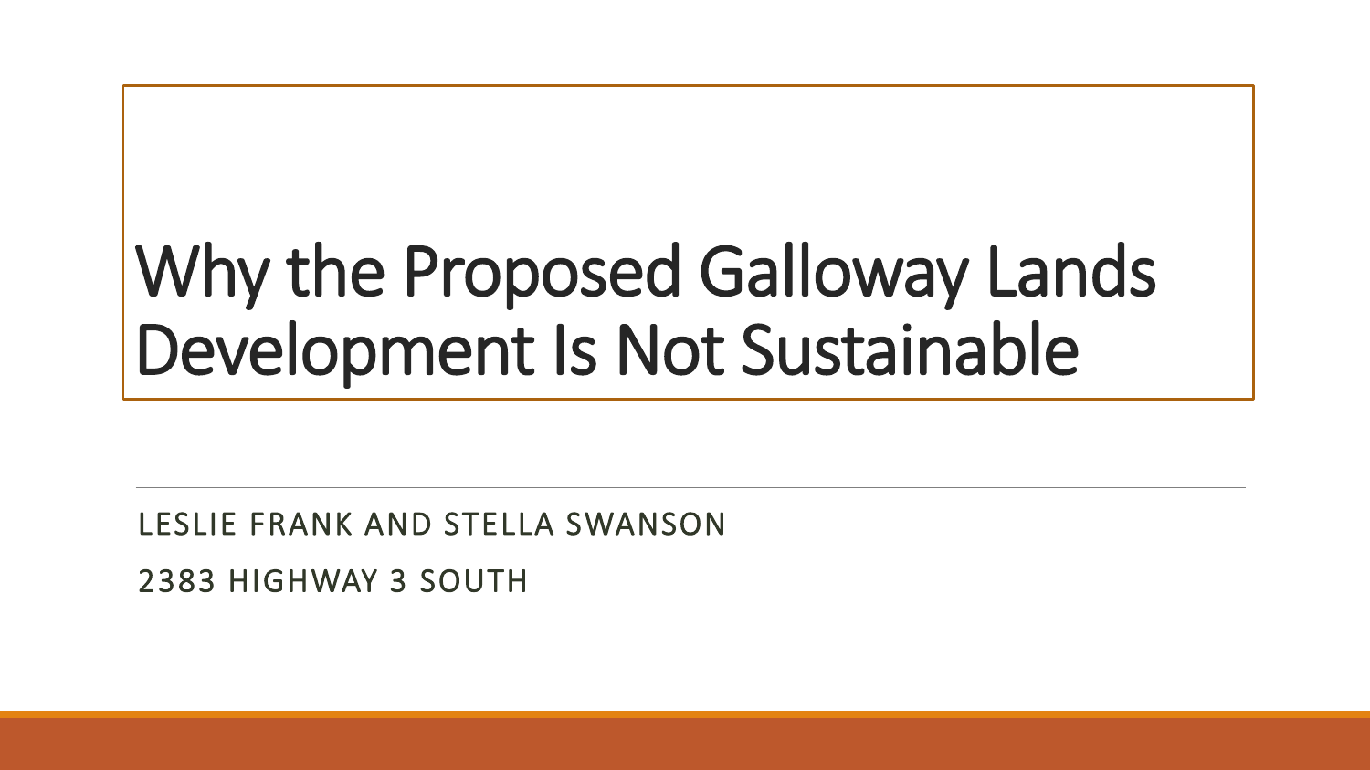# Why the Proposed Galloway Lands Development Is Not Sustainable

LESLIE FRANK AND STELLA SWANSON

2383 HIGHWAY 3 SOUTH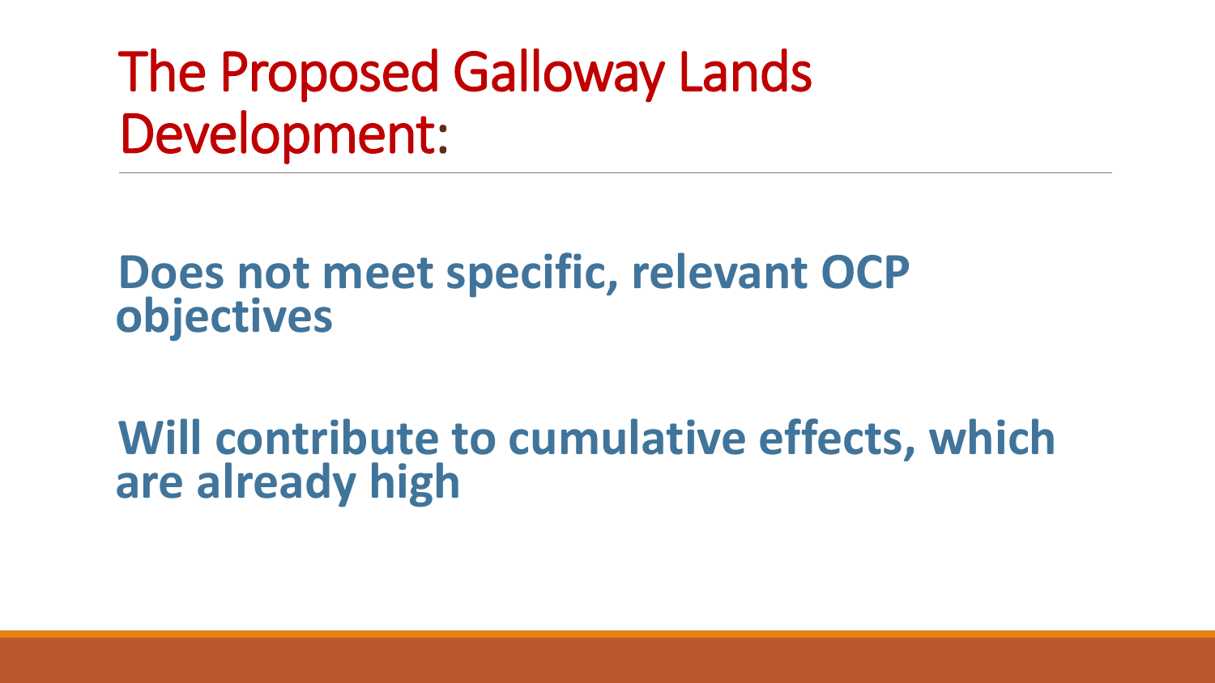# The Proposed Galloway Lands Development:

**Does not meet specific, relevant OCP objectives**

**Will contribute to cumulative effects, which are already high**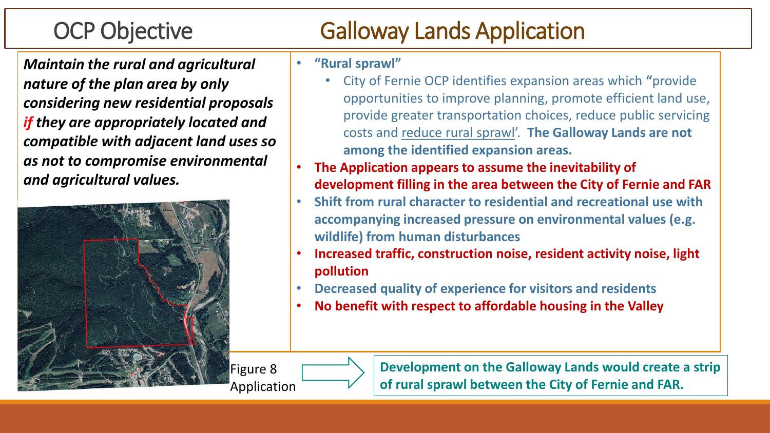## OCP Objective

***Maintain the rural and agricultural nature of the plan area by only considering new residential proposals if they are appropriately located and compatible with adjacent land uses so as not to compromise environmental and agricultural values.***

Figure 8 Application

## Galloway Lands Application

- **"Rural sprawl"**
  - City of Fernie OCP identifies expansion areas which **"**provide opportunities to improve planning, promote efficient land use, provide greater transportation choices, reduce public servicing costs and reduce rural sprawl'. **The Galloway Lands are not among the identified expansion areas.**
- **The Application appears to assume the inevitability of development filling in the area between the City of Fernie and FAR**
- **Shift from rural character to residential and recreational use with accompanying increased pressure on environmental values (e.g. wildlife) from human disturbances**
- **Increased traffic, construction noise, resident activity noise, light pollution**
- **Decreased quality of experience for visitors and residents**
- **No benefit with respect to affordable housing in the Valley**

**Development on the Galloway Lands would create a strip of rural sprawl between the City of Fernie and FAR.**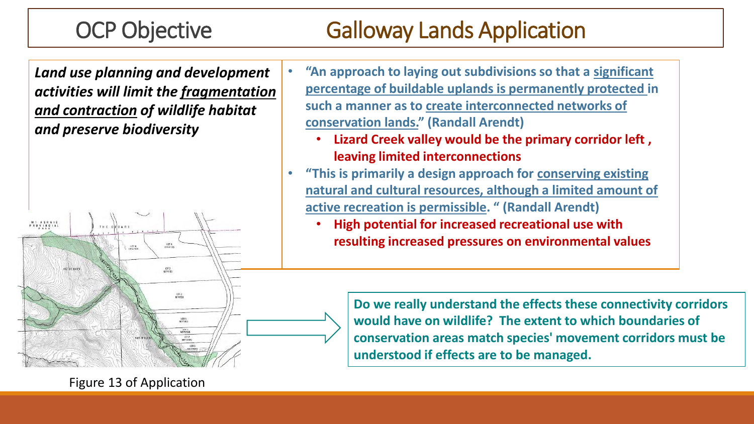## OCP Objective

***Land use planning and development activities will limit the fragmentation and contraction of wildlife habitat and preserve biodiversity***

Figure 13 of Application

## Galloway Lands Application

- **"An approach to laying out subdivisions so that a significant percentage of buildable uplands is permanently protected in such a manner as to create interconnected networks of conservation lands." (Randall Arendt)**
  - **Lizard Creek valley would be the primary corridor left , leaving limited interconnections**
- **"This is primarily a design approach for conserving existing natural and cultural resources, although a limited amount of active recreation is permissible. " (Randall Arendt)**
  - **High potential for increased recreational use with resulting increased pressures on environmental values**

**Do we really understand the effects these connectivity corridors would have on wildlife? The extent to which boundaries of conservation areas match species' movement corridors must be understood if effects are to be managed.**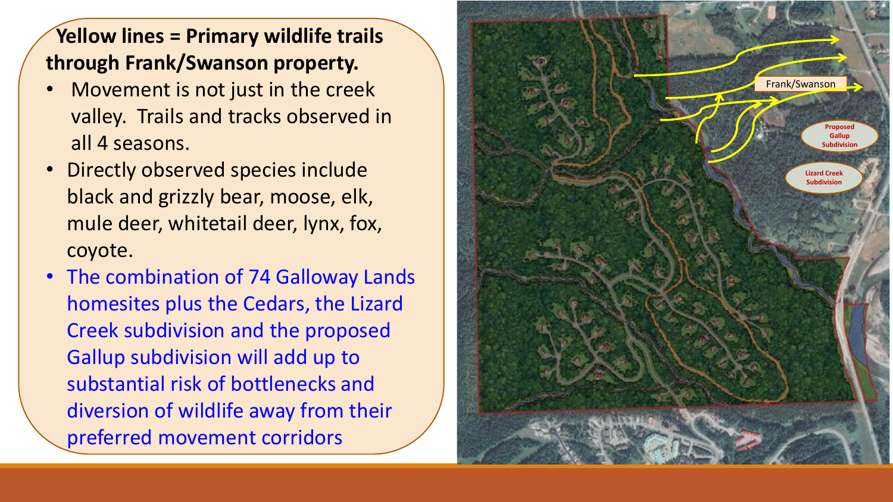**Yellow lines = Primary wildlife trails through Frank/Swanson property.**

- Movement is not just in the creek valley. Trails and tracks observed in all 4 seasons.
- Directly observed species include black and grizzly bear, moose, elk, mule deer, whitetail deer, lynx, fox, coyote.
- The combination of 74 Galloway Lands homesites plus the Cedars, the Lizard Creek subdivision and the proposed Gallup subdivision will add up to substantial risk of bottlenecks and diversion of wildlife away from their preferred movement corridors

Frank/Swanson

Proposed Gallup Subdivision

Lizard Creek Subdivision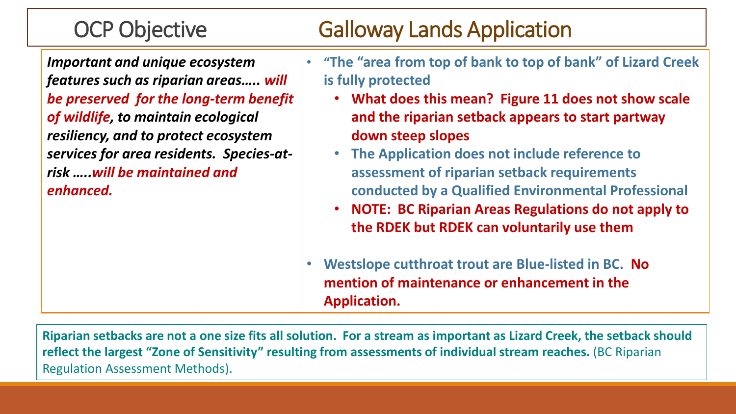| OCP Objective | Galloway Lands Application |
| --- | --- |
| ***Important and unique ecosystem features such as riparian areas….. will be preserved for the long-term benefit of wildlife, to maintain ecological resiliency, and to protect ecosystem services for area residents. Species-at-risk …..will be maintained and enhanced.*** | • **"The "area from top of bank to top of bank" of Lizard Creek is fully protected** <br> • **What does this mean? Figure 11 does not show scale and the riparian setback appears to start partway down steep slopes** <br> • **The Application does not include reference to assessment of riparian setback requirements conducted by a Qualified Environmental Professional** <br> • **NOTE: BC Riparian Areas Regulations do not apply to the RDEK but RDEK can voluntarily use them** <br><br> • **Westslope cutthroat trout are Blue-listed in BC. No mention of maintenance or enhancement in the Application.** |

**Riparian setbacks are not a one size fits all solution. For a stream as important as Lizard Creek, the setback should reflect the largest "Zone of Sensitivity" resulting from assessments of individual stream reaches.** (BC Riparian Regulation Assessment Methods).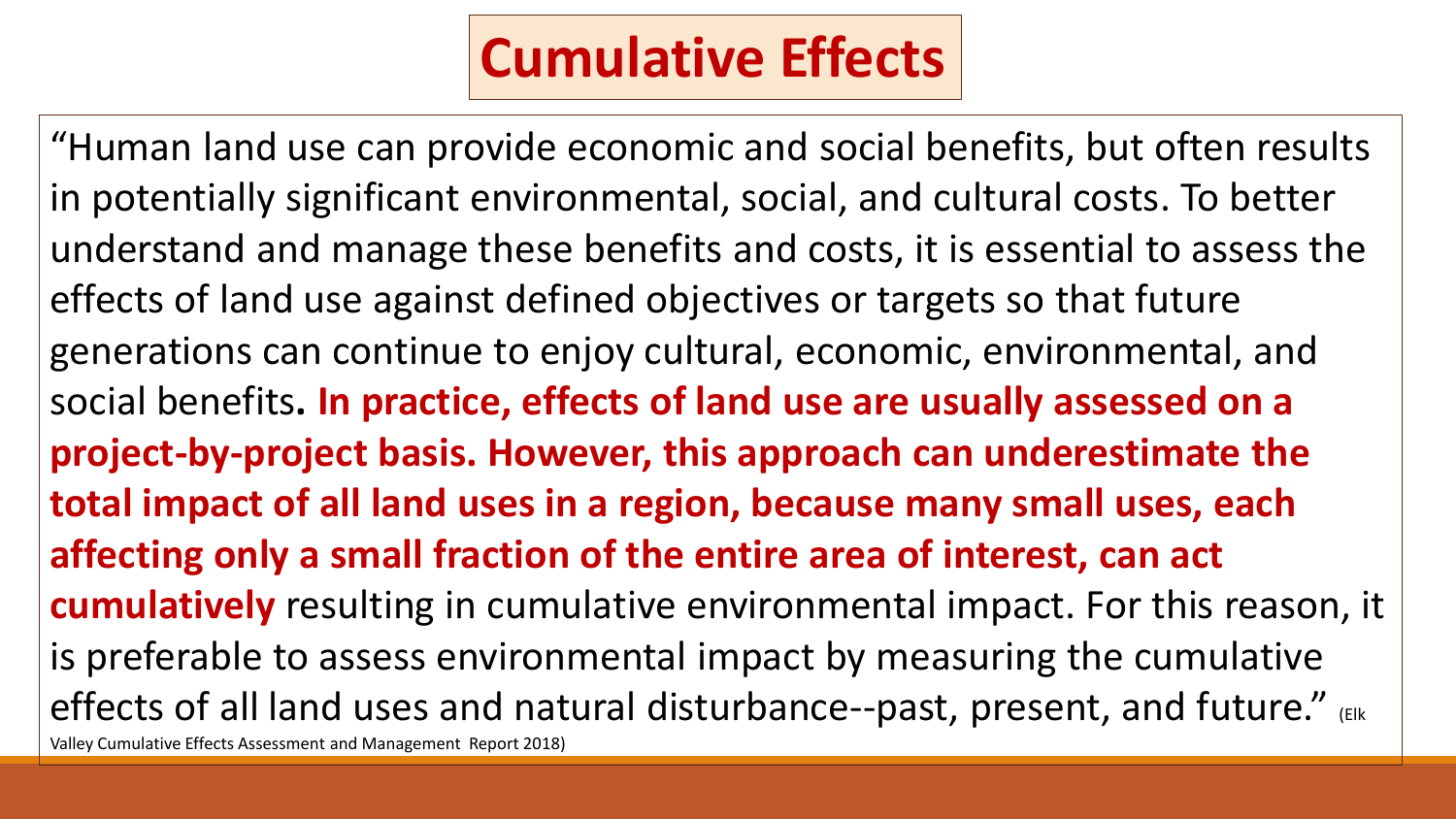# Cumulative Effects

"Human land use can provide economic and social benefits, but often results in potentially significant environmental, social, and cultural costs. To better understand and manage these benefits and costs, it is essential to assess the effects of land use against defined objectives or targets so that future generations can continue to enjoy cultural, economic, environmental, and social benefits**. In practice, effects of land use are usually assessed on a project-by-project basis. However, this approach can underestimate the total impact of all land uses in a region, because many small uses, each affecting only a small fraction of the entire area of interest, can act cumulatively** resulting in cumulative environmental impact. For this reason, it is preferable to assess environmental impact by measuring the cumulative effects of all land uses and natural disturbance--past, present, and future." (Elk Valley Cumulative Effects Assessment and Management Report 2018)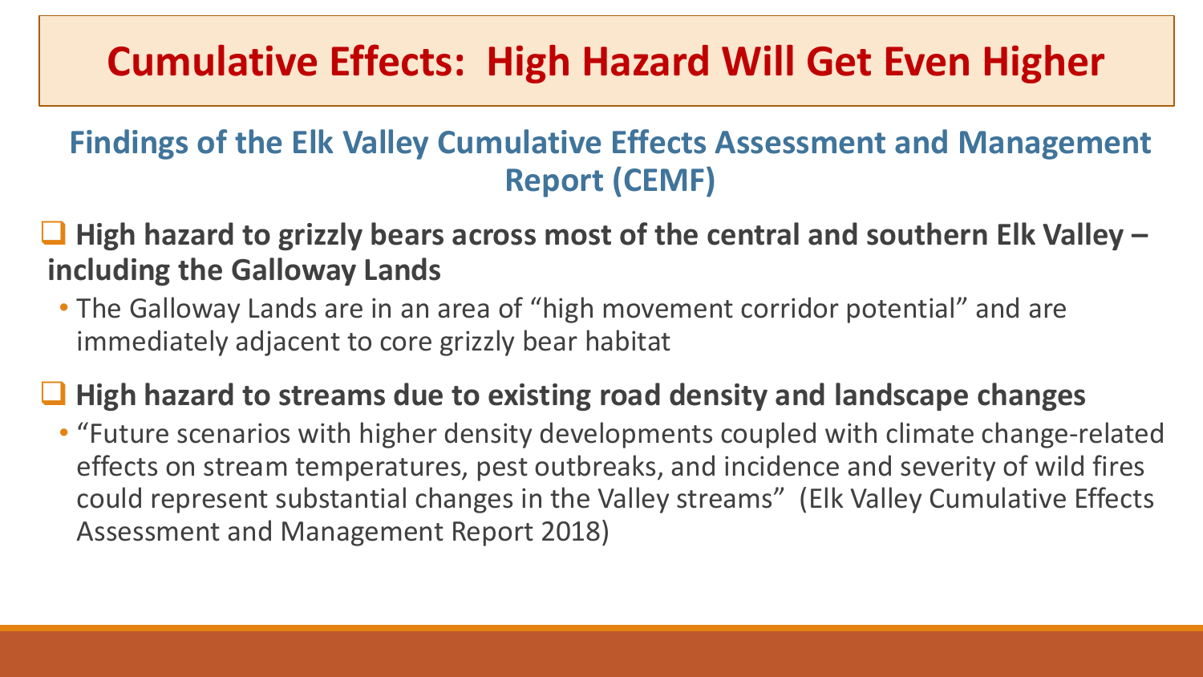# Cumulative Effects: High Hazard Will Get Even Higher

## Findings of the Elk Valley Cumulative Effects Assessment and Management Report (CEMF)

- **High hazard to grizzly bears across most of the central and southern Elk Valley – including the Galloway Lands**
  - The Galloway Lands are in an area of "high movement corridor potential" and are immediately adjacent to core grizzly bear habitat
- **High hazard to streams due to existing road density and landscape changes**
  - "Future scenarios with higher density developments coupled with climate change-related effects on stream temperatures, pest outbreaks, and incidence and severity of wild fires could represent substantial changes in the Valley streams" (Elk Valley Cumulative Effects Assessment and Management Report 2018)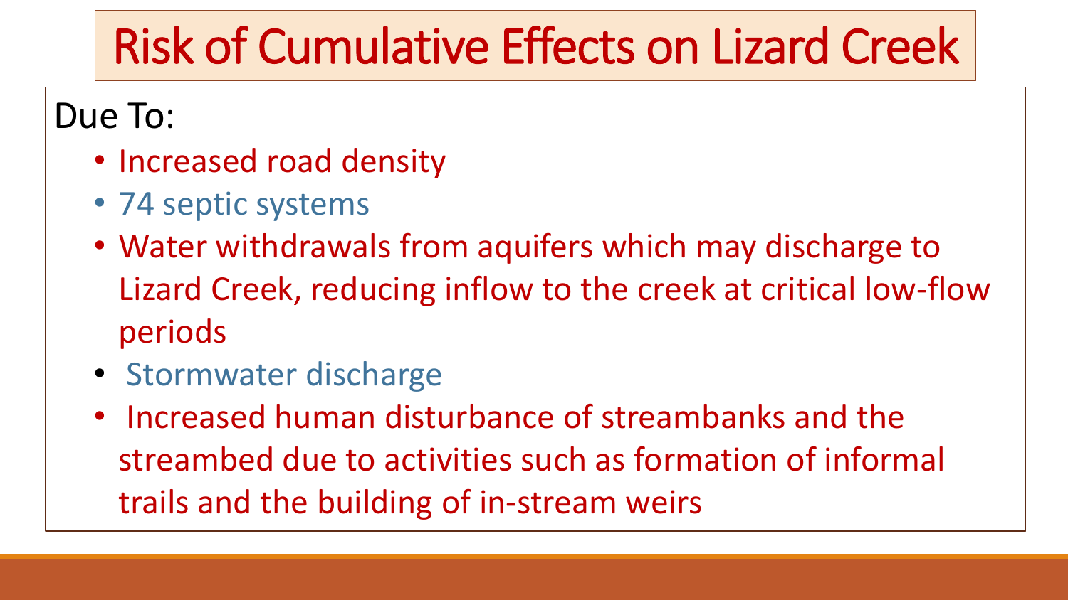# Risk of Cumulative Effects on Lizard Creek

Due To:

- Increased road density
- 74 septic systems
- Water withdrawals from aquifers which may discharge to Lizard Creek, reducing inflow to the creek at critical low-flow periods
- Stormwater discharge
- Increased human disturbance of streambanks and the streambed due to activities such as formation of informal trails and the building of in-stream weirs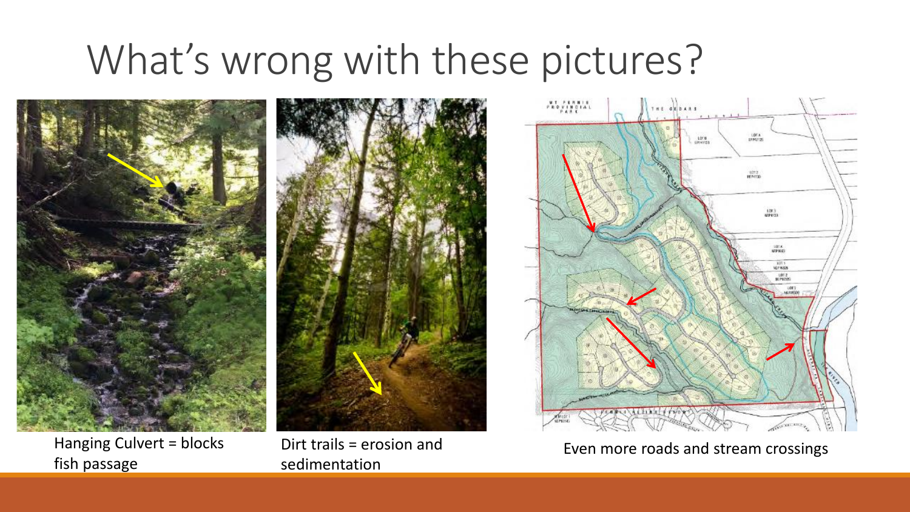# What's wrong with these pictures?

Hanging Culvert = blocks fish passage

Dirt trails = erosion and sedimentation

Even more roads and stream crossings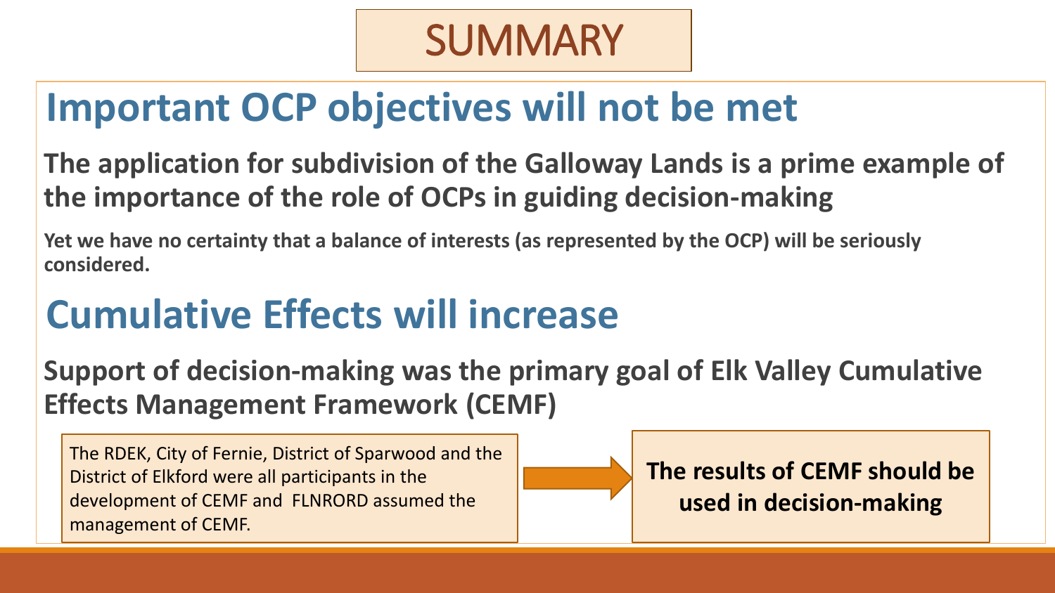# SUMMARY

## Important OCP objectives will not be met

**The application for subdivision of the Galloway Lands is a prime example of the importance of the role of OCPs in guiding decision-making**

**Yet we have no certainty that a balance of interests (as represented by the OCP) will be seriously considered.**

## Cumulative Effects will increase

**Support of decision-making was the primary goal of Elk Valley Cumulative Effects Management Framework (CEMF)**

The RDEK, City of Fernie, District of Sparwood and the District of Elkford were all participants in the development of CEMF and FLNRORD assumed the management of CEMF.

**The results of CEMF should be used in decision-making**